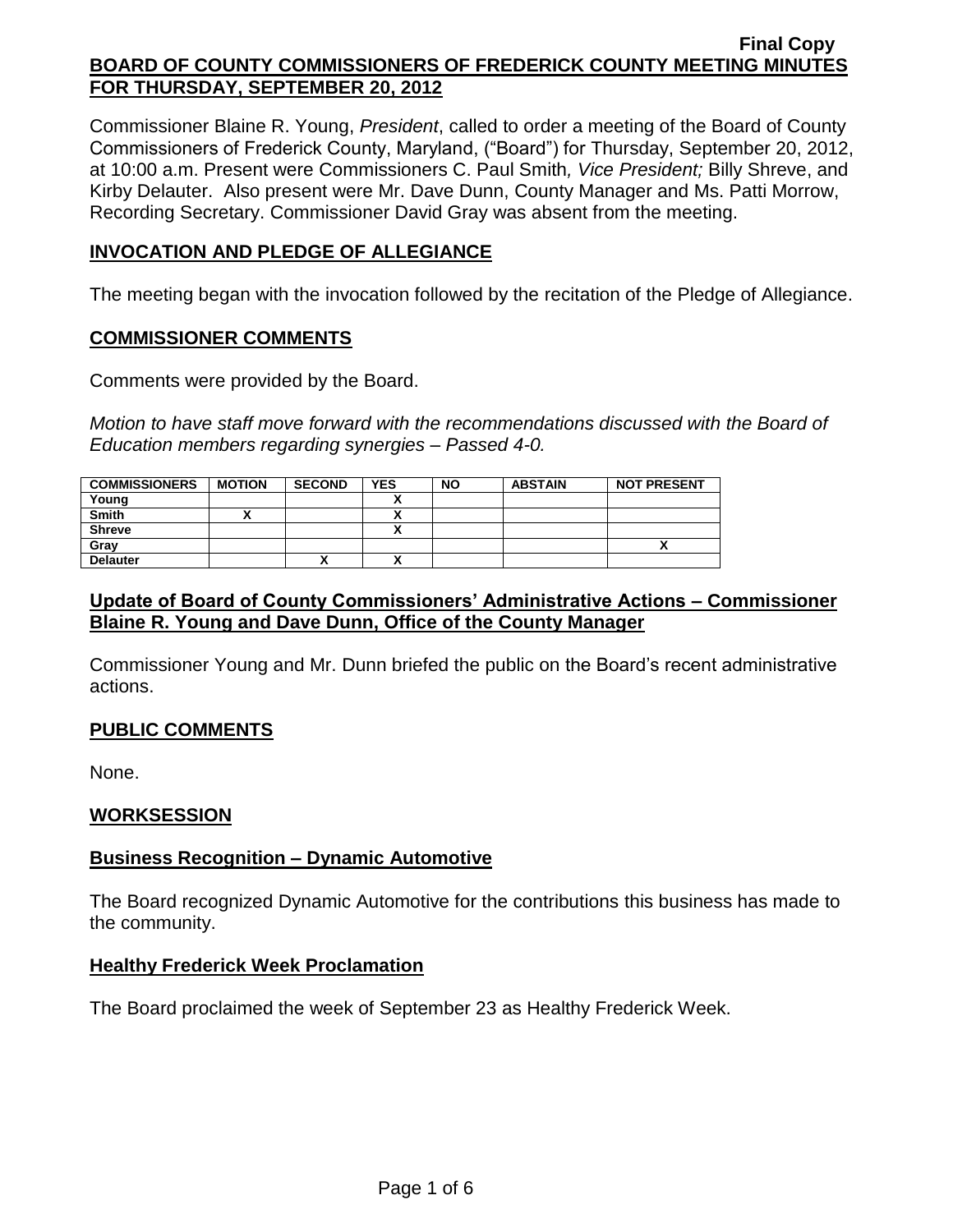Final Copy

# BOARD OF COUNTY COMMISSIONERS OF FREDERICK COUNTY MEETING MINUTES FOR THURSDAY, SEPTEMBER 20, 2012

Commissioner Blaine R. Young, *President*, called to order a meeting of the Board of County Commissioners of Frederick County, Maryland, ("Board") for Thursday, September 20, 2012, at 10:00 a.m. Present were Commissioners C. Paul Smith*, Vice President;* Billy Shreve, and Kirby Delauter. Also present were Mr. Dave Dunn, County Manager and Ms. Patti Morrow, Recording Secretary. Commissioner David Gray was absent from the meeting.

## INVOCATION AND PLEDGE OF ALLEGIANCE

The meeting began with the invocation followed by the recitation of the Pledge of Allegiance.

## COMMISSIONER COMMENTS

Comments were provided by the Board.

*Motion to have staff move forward with the recommendations discussed with the Board of Education members regarding synergies – Passed 4-0.*

| COMMISSIONERS | MOTION | SECOND | YES | NO | ABSTAIN | NOT PRESENT |
|---|---|---|---|---|---|---|
| Young | | | X | | | |
| Smith | X | | X | | | |
| Shreve | | | X | | | |
| Gray | | | | | | X |
| Delauter | | X | X | | | |

## Update of Board of County Commissioners' Administrative Actions – Commissioner Blaine R. Young and Dave Dunn, Office of the County Manager

Commissioner Young and Mr. Dunn briefed the public on the Board's recent administrative actions.

## PUBLIC COMMENTS

None.

## WORKSESSION

### Business Recognition – Dynamic Automotive

The Board recognized Dynamic Automotive for the contributions this business has made to the community.

### Healthy Frederick Week Proclamation

The Board proclaimed the week of September 23 as Healthy Frederick Week.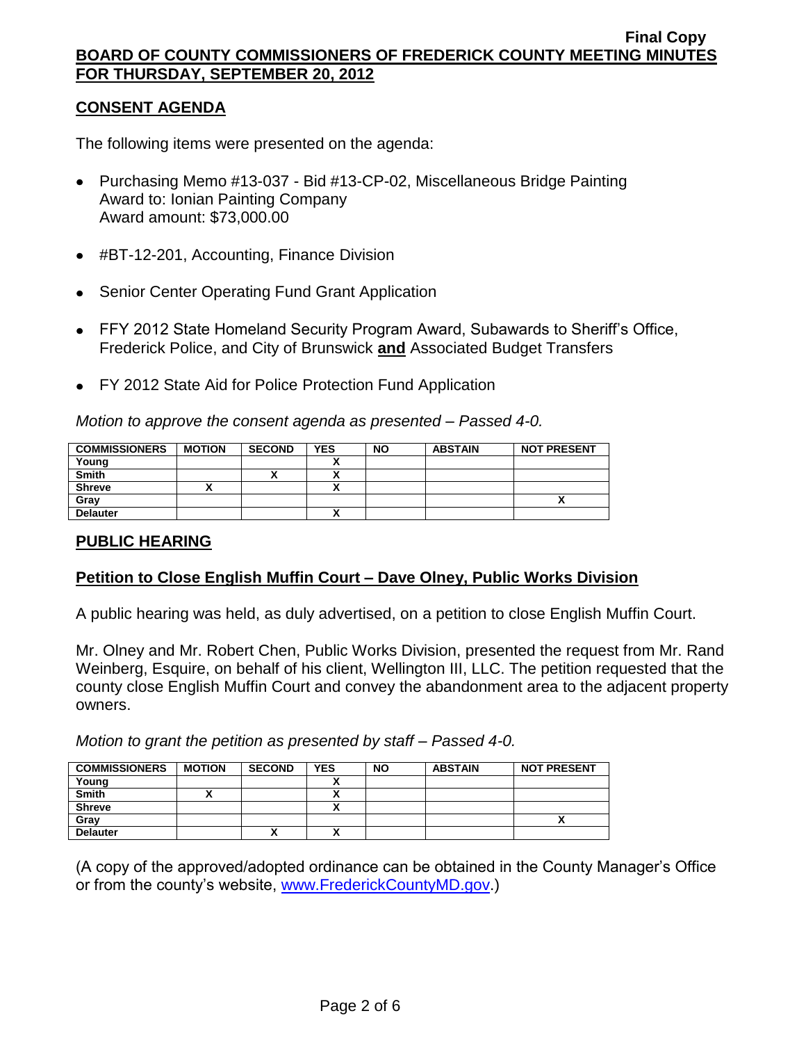## CONSENT AGENDA

The following items were presented on the agenda:

- Purchasing Memo #13-037 - Bid #13-CP-02, Miscellaneous Bridge Painting
  Award to: Ionian Painting Company
  Award amount: $73,000.00

- #BT-12-201, Accounting, Finance Division

- Senior Center Operating Fund Grant Application

- FFY 2012 State Homeland Security Program Award, Subawards to Sheriff's Office, Frederick Police, and City of Brunswick **and** Associated Budget Transfers

- FY 2012 State Aid for Police Protection Fund Application

*Motion to approve the consent agenda as presented – Passed 4-0.*

| COMMISSIONERS | MOTION | SECOND | YES | NO | ABSTAIN | NOT PRESENT |
|---|---|---|---|---|---|---|
| Young | | | X | | | |
| Smith | | X | X | | | |
| Shreve | X | | X | | | |
| Gray | | | | | | X |
| Delauter | | | X | | | |

## PUBLIC HEARING

### Petition to Close English Muffin Court – Dave Olney, Public Works Division

A public hearing was held, as duly advertised, on a petition to close English Muffin Court.

Mr. Olney and Mr. Robert Chen, Public Works Division, presented the request from Mr. Rand Weinberg, Esquire, on behalf of his client, Wellington III, LLC. The petition requested that the county close English Muffin Court and convey the abandonment area to the adjacent property owners.

*Motion to grant the petition as presented by staff – Passed 4-0.*

| COMMISSIONERS | MOTION | SECOND | YES | NO | ABSTAIN | NOT PRESENT |
|---|---|---|---|---|---|---|
| Young | | | X | | | |
| Smith | X | | X | | | |
| Shreve | | | X | | | |
| Gray | | | | | | X |
| Delauter | | X | X | | | |

(A copy of the approved/adopted ordinance can be obtained in the County Manager's Office or from the county's website, www.FrederickCountyMD.gov.)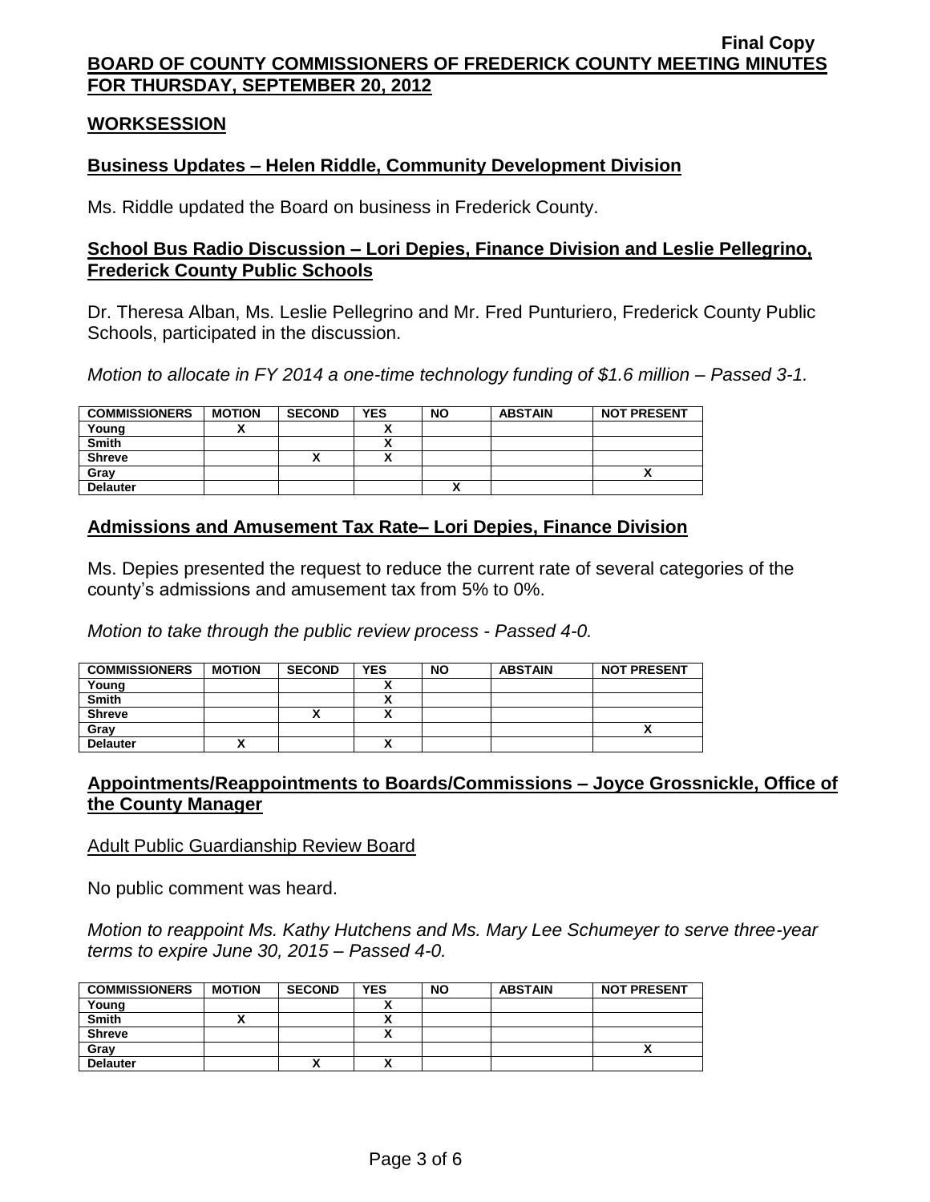**Final Copy**

**BOARD OF COUNTY COMMISSIONERS OF FREDERICK COUNTY MEETING MINUTES FOR THURSDAY, SEPTEMBER 20, 2012**

## WORKSESSION

### Business Updates – Helen Riddle, Community Development Division

Ms. Riddle updated the Board on business in Frederick County.

### School Bus Radio Discussion – Lori Depies, Finance Division and Leslie Pellegrino, Frederick County Public Schools

Dr. Theresa Alban, Ms. Leslie Pellegrino and Mr. Fred Punturiero, Frederick County Public Schools, participated in the discussion.

*Motion to allocate in FY 2014 a one-time technology funding of $1.6 million – Passed 3-1.*

| COMMISSIONERS | MOTION | SECOND | YES | NO | ABSTAIN | NOT PRESENT |
|---|---|---|---|---|---|---|
| Young | X | | X | | | |
| Smith | | | X | | | |
| Shreve | | X | X | | | |
| Gray | | | | | | X |
| Delauter | | | | X | | |

### Admissions and Amusement Tax Rate– Lori Depies, Finance Division

Ms. Depies presented the request to reduce the current rate of several categories of the county's admissions and amusement tax from 5% to 0%.

*Motion to take through the public review process - Passed 4-0.*

| COMMISSIONERS | MOTION | SECOND | YES | NO | ABSTAIN | NOT PRESENT |
|---|---|---|---|---|---|---|
| Young | | | X | | | |
| Smith | | | X | | | |
| Shreve | | X | X | | | |
| Gray | | | | | | X |
| Delauter | X | | X | | | |

### Appointments/Reappointments to Boards/Commissions – Joyce Grossnickle, Office of the County Manager

Adult Public Guardianship Review Board

No public comment was heard.

*Motion to reappoint Ms. Kathy Hutchens and Ms. Mary Lee Schumeyer to serve three-year terms to expire June 30, 2015 – Passed 4-0.*

| COMMISSIONERS | MOTION | SECOND | YES | NO | ABSTAIN | NOT PRESENT |
|---|---|---|---|---|---|---|
| Young | | | X | | | |
| Smith | X | | X | | | |
| Shreve | | | X | | | |
| Gray | | | | | | X |
| Delauter | | X | X | | | |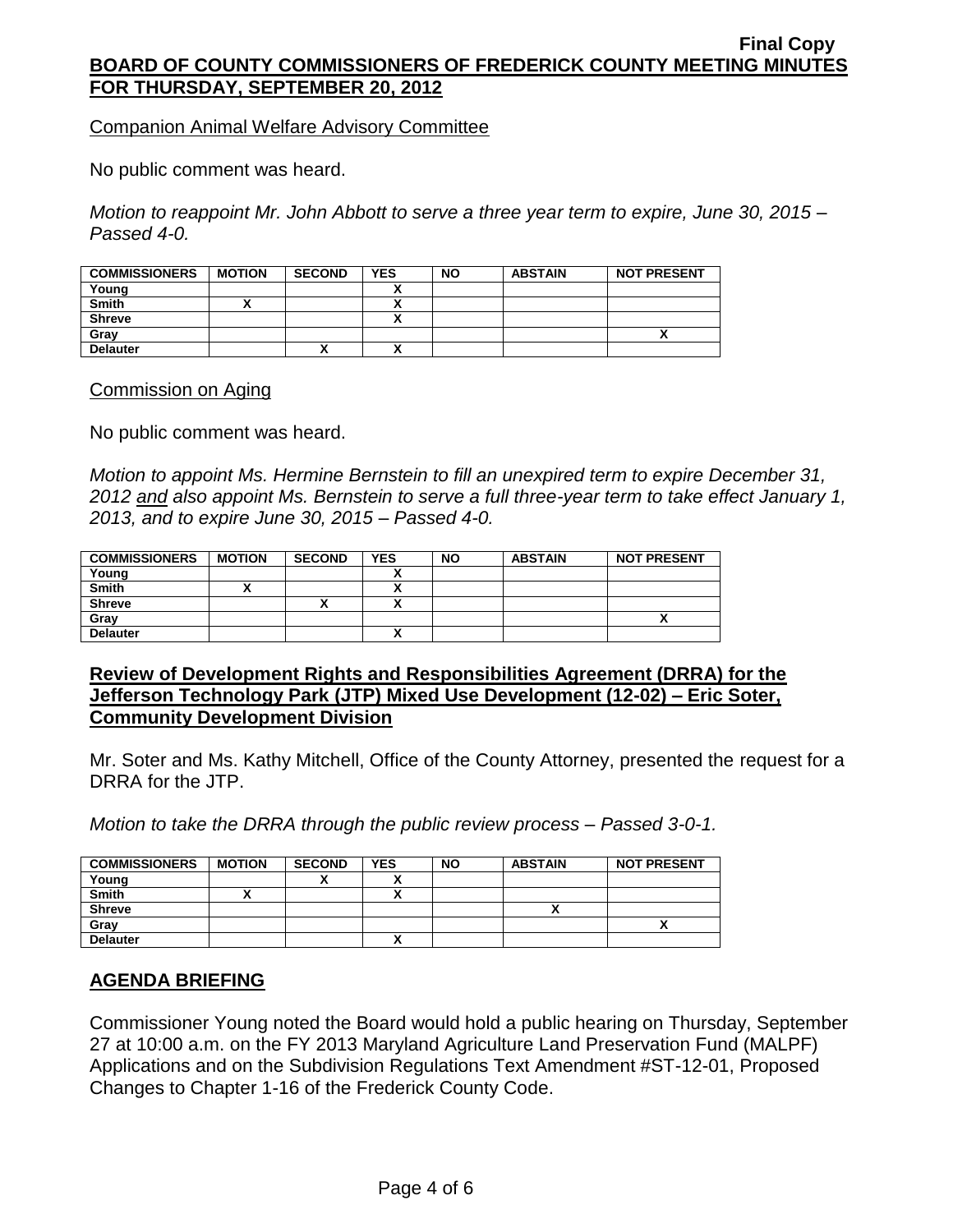Companion Animal Welfare Advisory Committee

No public comment was heard.

*Motion to reappoint Mr. John Abbott to serve a three year term to expire, June 30, 2015 – Passed 4-0.*

| COMMISSIONERS | MOTION | SECOND | YES | NO | ABSTAIN | NOT PRESENT |
|---|---|---|---|---|---|---|
| Young | | | X | | | |
| Smith | X | | X | | | |
| Shreve | | | X | | | |
| Gray | | | | | | X |
| Delauter | | X | X | | | |

Commission on Aging

No public comment was heard.

*Motion to appoint Ms. Hermine Bernstein to fill an unexpired term to expire December 31, 2012 and also appoint Ms. Bernstein to serve a full three-year term to take effect January 1, 2013, and to expire June 30, 2015 – Passed 4-0.*

| COMMISSIONERS | MOTION | SECOND | YES | NO | ABSTAIN | NOT PRESENT |
|---|---|---|---|---|---|---|
| Young | | | X | | | |
| Smith | X | | X | | | |
| Shreve | | X | X | | | |
| Gray | | | | | | X |
| Delauter | | | X | | | |

## Review of Development Rights and Responsibilities Agreement (DRRA) for the Jefferson Technology Park (JTP) Mixed Use Development (12-02) – Eric Soter, Community Development Division

Mr. Soter and Ms. Kathy Mitchell, Office of the County Attorney, presented the request for a DRRA for the JTP.

*Motion to take the DRRA through the public review process – Passed 3-0-1.*

| COMMISSIONERS | MOTION | SECOND | YES | NO | ABSTAIN | NOT PRESENT |
|---|---|---|---|---|---|---|
| Young | | X | X | | | |
| Smith | X | | X | | | |
| Shreve | | | | | X | |
| Gray | | | | | | X |
| Delauter | | | X | | | |

## AGENDA BRIEFING

Commissioner Young noted the Board would hold a public hearing on Thursday, September 27 at 10:00 a.m. on the FY 2013 Maryland Agriculture Land Preservation Fund (MALPF) Applications and on the Subdivision Regulations Text Amendment #ST-12-01, Proposed Changes to Chapter 1-16 of the Frederick County Code.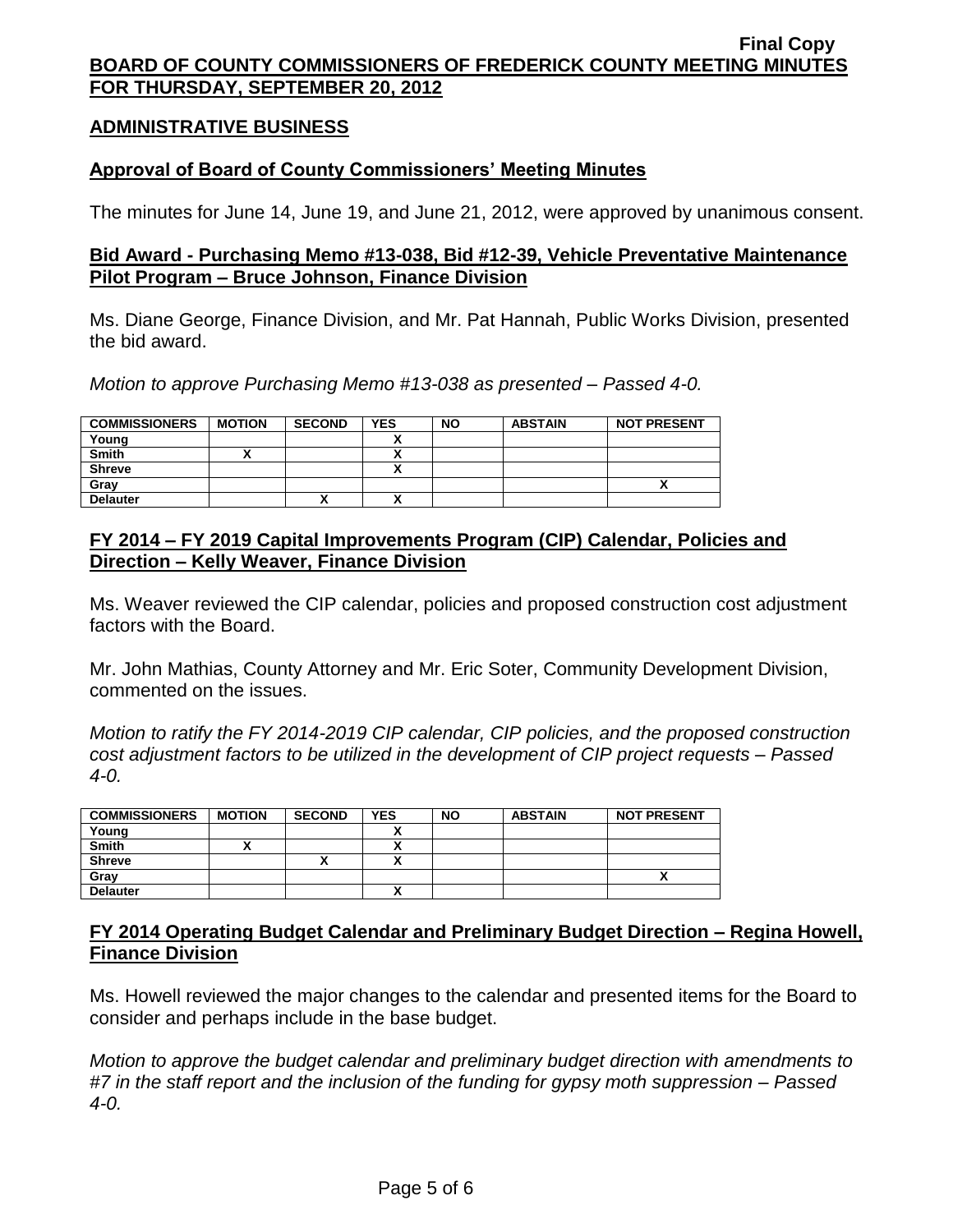**Final Copy**

**BOARD OF COUNTY COMMISSIONERS OF FREDERICK COUNTY MEETING MINUTES FOR THURSDAY, SEPTEMBER 20, 2012**

## ADMINISTRATIVE BUSINESS

### Approval of Board of County Commissioners' Meeting Minutes

The minutes for June 14, June 19, and June 21, 2012, were approved by unanimous consent.

### Bid Award - Purchasing Memo #13-038, Bid #12-39, Vehicle Preventative Maintenance Pilot Program – Bruce Johnson, Finance Division

Ms. Diane George, Finance Division, and Mr. Pat Hannah, Public Works Division, presented the bid award.

*Motion to approve Purchasing Memo #13-038 as presented – Passed 4-0.*

| COMMISSIONERS | MOTION | SECOND | YES | NO | ABSTAIN | NOT PRESENT |
|---|---|---|---|---|---|---|
| Young | | | X | | | |
| Smith | X | | X | | | |
| Shreve | | | X | | | |
| Gray | | | | | | X |
| Delauter | | X | X | | | |

### FY 2014 – FY 2019 Capital Improvements Program (CIP) Calendar, Policies and Direction – Kelly Weaver, Finance Division

Ms. Weaver reviewed the CIP calendar, policies and proposed construction cost adjustment factors with the Board.

Mr. John Mathias, County Attorney and Mr. Eric Soter, Community Development Division, commented on the issues.

*Motion to ratify the FY 2014-2019 CIP calendar, CIP policies, and the proposed construction cost adjustment factors to be utilized in the development of CIP project requests – Passed 4-0.*

| COMMISSIONERS | MOTION | SECOND | YES | NO | ABSTAIN | NOT PRESENT |
|---|---|---|---|---|---|---|
| Young | | | X | | | |
| Smith | X | | X | | | |
| Shreve | | X | X | | | |
| Gray | | | | | | X |
| Delauter | | | X | | | |

### FY 2014 Operating Budget Calendar and Preliminary Budget Direction – Regina Howell, Finance Division

Ms. Howell reviewed the major changes to the calendar and presented items for the Board to consider and perhaps include in the base budget.

*Motion to approve the budget calendar and preliminary budget direction with amendments to #7 in the staff report and the inclusion of the funding for gypsy moth suppression – Passed 4-0.*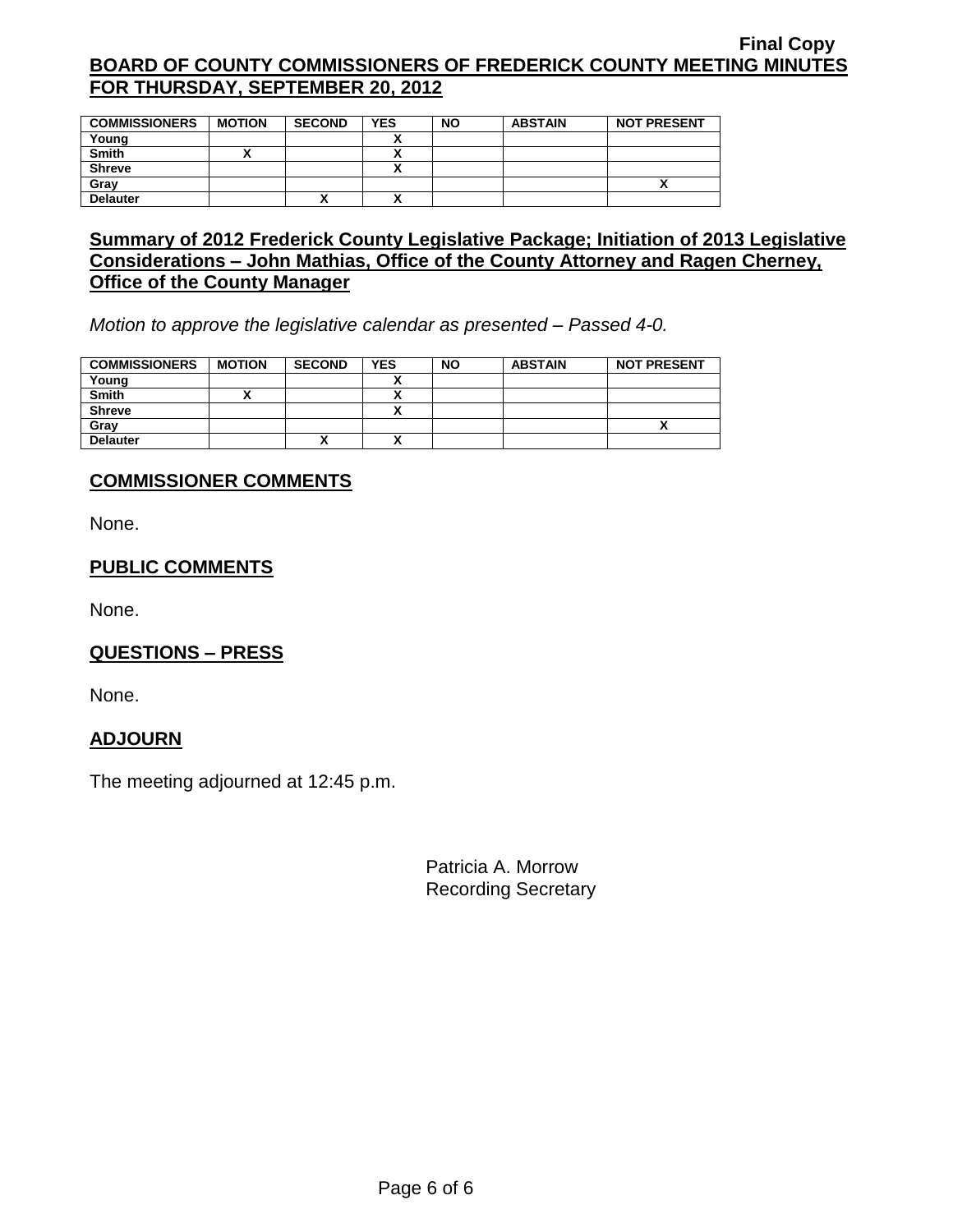**Final Copy**

**BOARD OF COUNTY COMMISSIONERS OF FREDERICK COUNTY MEETING MINUTES FOR THURSDAY, SEPTEMBER 20, 2012**

| COMMISSIONERS | MOTION | SECOND | YES | NO | ABSTAIN | NOT PRESENT |
|---|---|---|---|---|---|---|
| Young | | | X | | | |
| Smith | X | | X | | | |
| Shreve | | | X | | | |
| Gray | | | | | | X |
| Delauter | | X | X | | | |

**Summary of 2012 Frederick County Legislative Package; Initiation of 2013 Legislative Considerations – John Mathias, Office of the County Attorney and Ragen Cherney, Office of the County Manager**

*Motion to approve the legislative calendar as presented – Passed 4-0.*

| COMMISSIONERS | MOTION | SECOND | YES | NO | ABSTAIN | NOT PRESENT |
|---|---|---|---|---|---|---|
| Young | | | X | | | |
| Smith | X | | X | | | |
| Shreve | | | X | | | |
| Gray | | | | | | X |
| Delauter | | X | X | | | |

## COMMISSIONER COMMENTS

None.

## PUBLIC COMMENTS

None.

## QUESTIONS – PRESS

None.

## ADJOURN

The meeting adjourned at 12:45 p.m.

Patricia A. Morrow
Recording Secretary